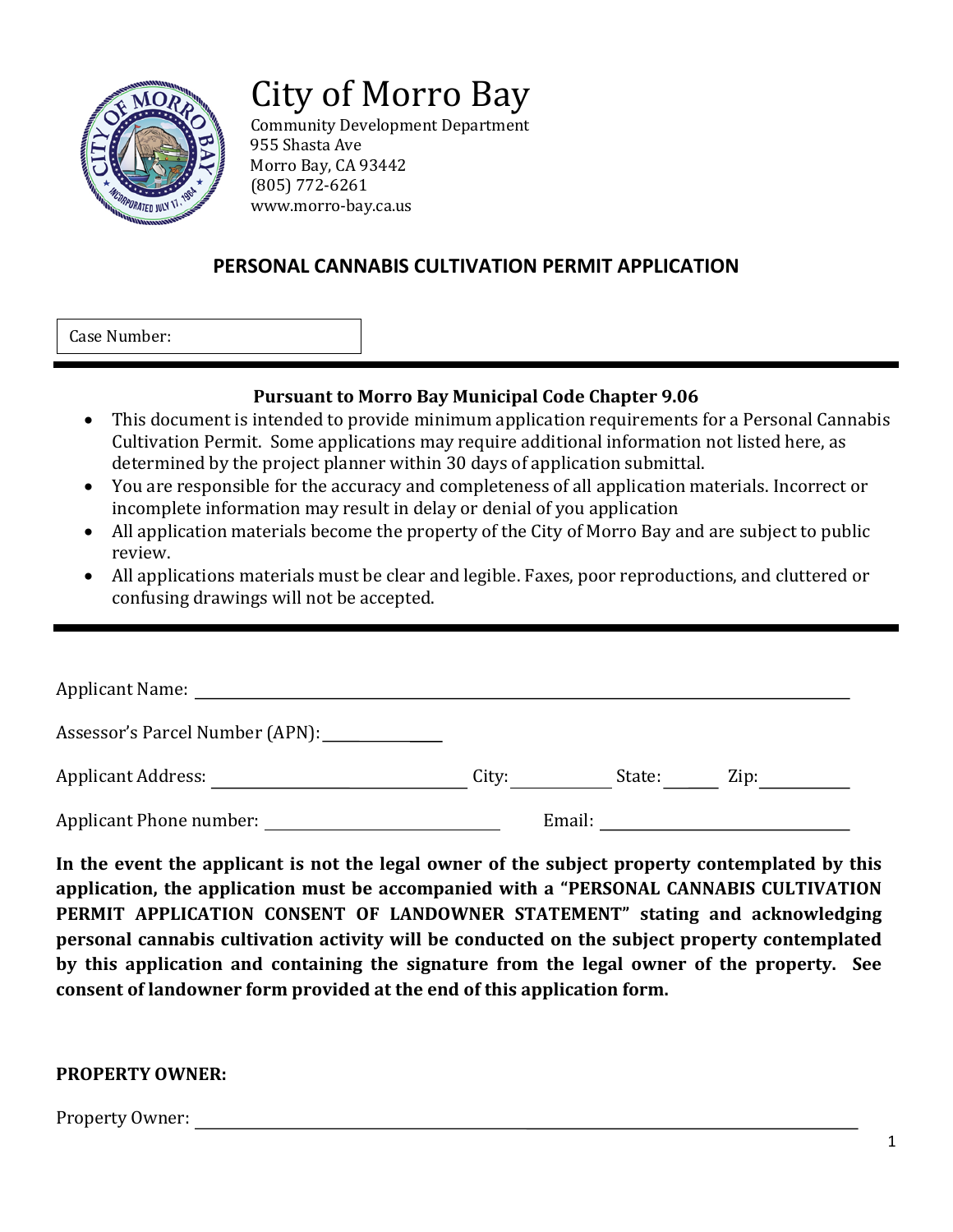# City of Morro Bay

Community Development Department
955 Shasta Ave
Morro Bay, CA 93442
(805) 772-6261
www.morro-bay.ca.us

## PERSONAL CANNABIS CULTIVATION PERMIT APPLICATION

Case Number:

**Pursuant to Morro Bay Municipal Code Chapter 9.06**

- This document is intended to provide minimum application requirements for a Personal Cannabis Cultivation Permit. Some applications may require additional information not listed here, as determined by the project planner within 30 days of application submittal.
- You are responsible for the accuracy and completeness of all application materials. Incorrect or incomplete information may result in delay or denial of you application
- All application materials become the property of the City of Morro Bay and are subject to public review.
- All applications materials must be clear and legible. Faxes, poor reproductions, and cluttered or confusing drawings will not be accepted.

Applicant Name: ______________________________

Assessor's Parcel Number (APN): ______________

Applicant Address: ______________ City: __________ State: ______ Zip: __________

Applicant Phone number: ______________ Email: ______________

**In the event the applicant is not the legal owner of the subject property contemplated by this application, the application must be accompanied with a "PERSONAL CANNABIS CULTIVATION PERMIT APPLICATION CONSENT OF LANDOWNER STATEMENT" stating and acknowledging personal cannabis cultivation activity will be conducted on the subject property contemplated by this application and containing the signature from the legal owner of the property. See consent of landowner form provided at the end of this application form.**

**PROPERTY OWNER:**

Property Owner: ______________________________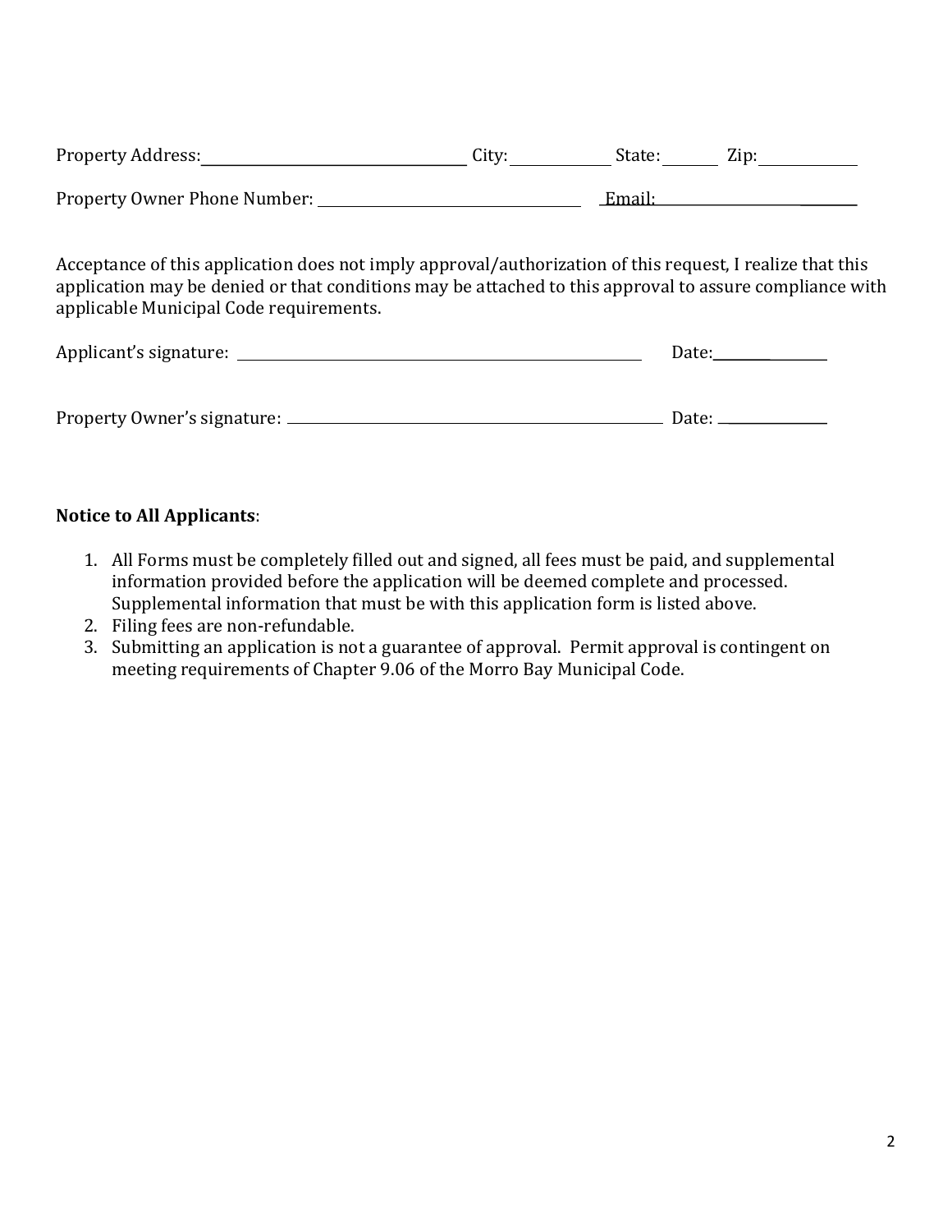Property Address: ______________________ City: __________ State: ______ Zip: __________

Property Owner Phone Number: ______________________ Email: ______________________

Acceptance of this application does not imply approval/authorization of this request, I realize that this application may be denied or that conditions may be attached to this approval to assure compliance with applicable Municipal Code requirements.

Applicant's signature: ______________________________ Date: __________

Property Owner's signature: ______________________________ Date: __________

**Notice to All Applicants**:

1. All Forms must be completely filled out and signed, all fees must be paid, and supplemental information provided before the application will be deemed complete and processed. Supplemental information that must be with this application form is listed above.
2. Filing fees are non-refundable.
3. Submitting an application is not a guarantee of approval. Permit approval is contingent on meeting requirements of Chapter 9.06 of the Morro Bay Municipal Code.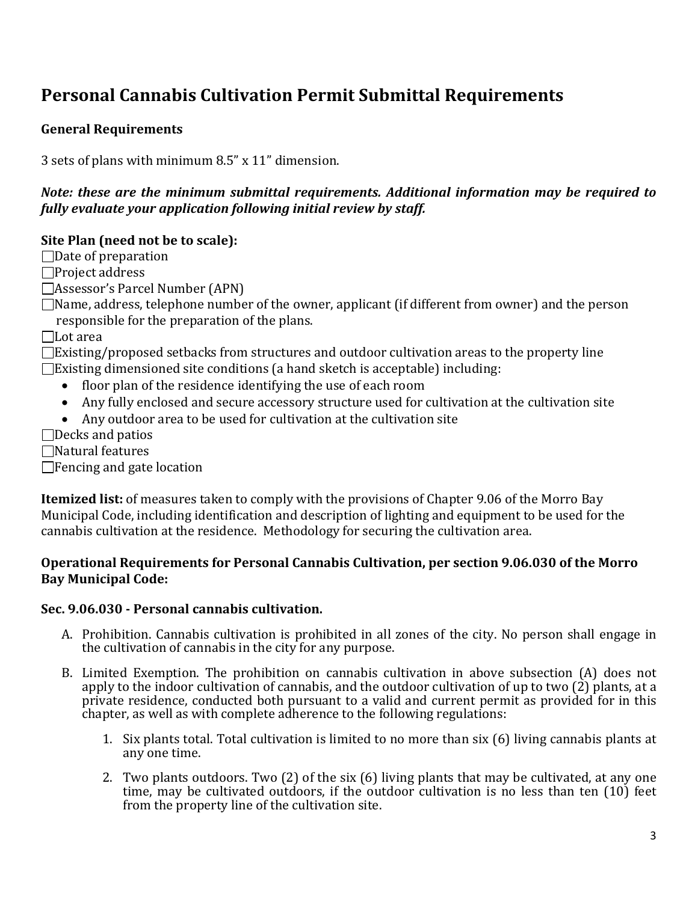# Personal Cannabis Cultivation Permit Submittal Requirements

### General Requirements

3 sets of plans with minimum 8.5" x 11" dimension.

***Note: these are the minimum submittal requirements. Additional information may be required to fully evaluate your application following initial review by staff.***

**Site Plan (need not be to scale):**

☐Date of preparation
☐Project address
☐Assessor's Parcel Number (APN)
☐Name, address, telephone number of the owner, applicant (if different from owner) and the person responsible for the preparation of the plans.
☐Lot area
☐Existing/proposed setbacks from structures and outdoor cultivation areas to the property line
☐Existing dimensioned site conditions (a hand sketch is acceptable) including:

- floor plan of the residence identifying the use of each room
- Any fully enclosed and secure accessory structure used for cultivation at the cultivation site
- Any outdoor area to be used for cultivation at the cultivation site

☐Decks and patios
☐Natural features
☐Fencing and gate location

**Itemized list:** of measures taken to comply with the provisions of Chapter 9.06 of the Morro Bay Municipal Code, including identification and description of lighting and equipment to be used for the cannabis cultivation at the residence. Methodology for securing the cultivation area.

**Operational Requirements for Personal Cannabis Cultivation, per section 9.06.030 of the Morro Bay Municipal Code:**

**Sec. 9.06.030 - Personal cannabis cultivation.**

A. Prohibition. Cannabis cultivation is prohibited in all zones of the city. No person shall engage in the cultivation of cannabis in the city for any purpose.

B. Limited Exemption. The prohibition on cannabis cultivation in above subsection (A) does not apply to the indoor cultivation of cannabis, and the outdoor cultivation of up to two (2) plants, at a private residence, conducted both pursuant to a valid and current permit as provided for in this chapter, as well as with complete adherence to the following regulations:

   1. Six plants total. Total cultivation is limited to no more than six (6) living cannabis plants at any one time.

   2. Two plants outdoors. Two (2) of the six (6) living plants that may be cultivated, at any one time, may be cultivated outdoors, if the outdoor cultivation is no less than ten (10) feet from the property line of the cultivation site.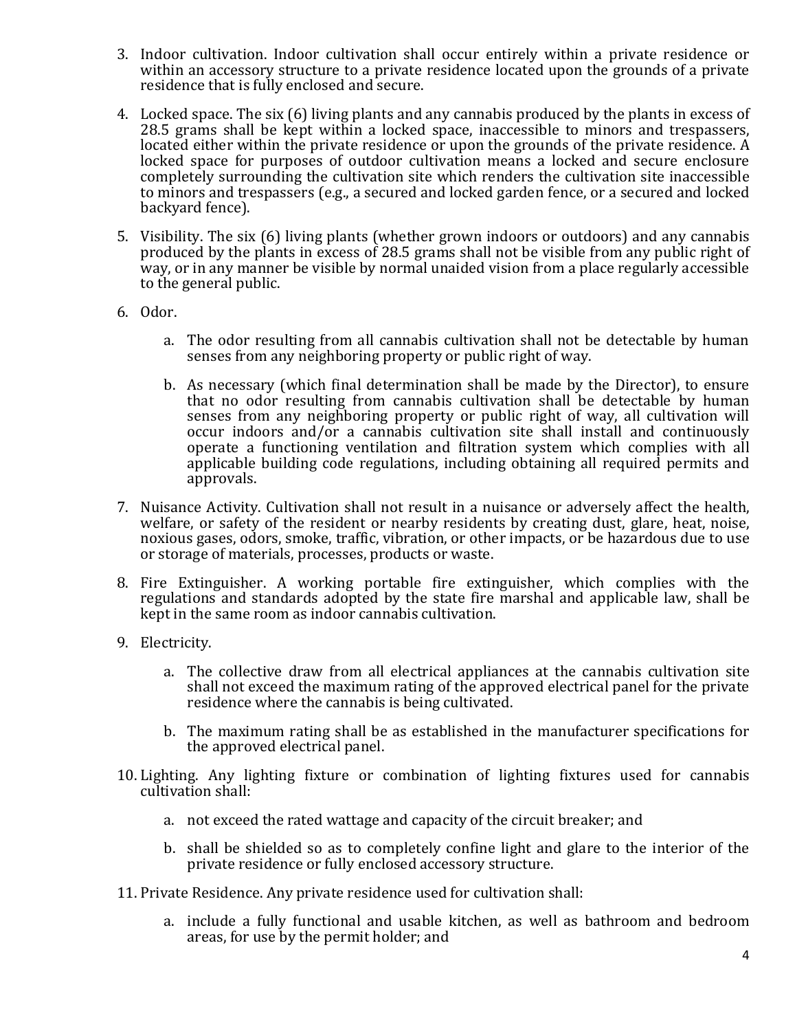3. Indoor cultivation. Indoor cultivation shall occur entirely within a private residence or within an accessory structure to a private residence located upon the grounds of a private residence that is fully enclosed and secure.

4. Locked space. The six (6) living plants and any cannabis produced by the plants in excess of 28.5 grams shall be kept within a locked space, inaccessible to minors and trespassers, located either within the private residence or upon the grounds of the private residence. A locked space for purposes of outdoor cultivation means a locked and secure enclosure completely surrounding the cultivation site which renders the cultivation site inaccessible to minors and trespassers (e.g., a secured and locked garden fence, or a secured and locked backyard fence).

5. Visibility. The six (6) living plants (whether grown indoors or outdoors) and any cannabis produced by the plants in excess of 28.5 grams shall not be visible from any public right of way, or in any manner be visible by normal unaided vision from a place regularly accessible to the general public.

6. Odor.

   a. The odor resulting from all cannabis cultivation shall not be detectable by human senses from any neighboring property or public right of way.

   b. As necessary (which final determination shall be made by the Director), to ensure that no odor resulting from cannabis cultivation shall be detectable by human senses from any neighboring property or public right of way, all cultivation will occur indoors and/or a cannabis cultivation site shall install and continuously operate a functioning ventilation and filtration system which complies with all applicable building code regulations, including obtaining all required permits and approvals.

7. Nuisance Activity. Cultivation shall not result in a nuisance or adversely affect the health, welfare, or safety of the resident or nearby residents by creating dust, glare, heat, noise, noxious gases, odors, smoke, traffic, vibration, or other impacts, or be hazardous due to use or storage of materials, processes, products or waste.

8. Fire Extinguisher. A working portable fire extinguisher, which complies with the regulations and standards adopted by the state fire marshal and applicable law, shall be kept in the same room as indoor cannabis cultivation.

9. Electricity.

   a. The collective draw from all electrical appliances at the cannabis cultivation site shall not exceed the maximum rating of the approved electrical panel for the private residence where the cannabis is being cultivated.

   b. The maximum rating shall be as established in the manufacturer specifications for the approved electrical panel.

10. Lighting. Any lighting fixture or combination of lighting fixtures used for cannabis cultivation shall:

    a. not exceed the rated wattage and capacity of the circuit breaker; and

    b. shall be shielded so as to completely confine light and glare to the interior of the private residence or fully enclosed accessory structure.

11. Private Residence. Any private residence used for cultivation shall:

    a. include a fully functional and usable kitchen, as well as bathroom and bedroom areas, for use by the permit holder; and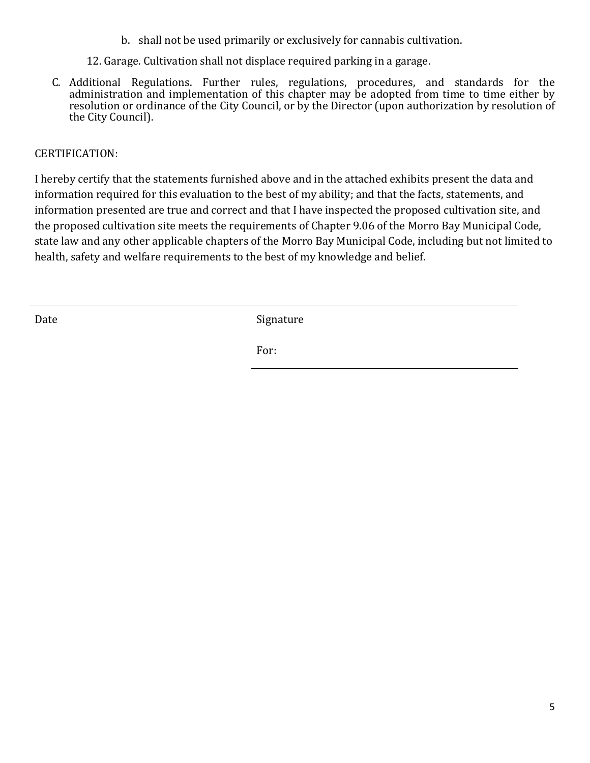b. shall not be used primarily or exclusively for cannabis cultivation.

12. Garage. Cultivation shall not displace required parking in a garage.

C. Additional Regulations. Further rules, regulations, procedures, and standards for the administration and implementation of this chapter may be adopted from time to time either by resolution or ordinance of the City Council, or by the Director (upon authorization by resolution of the City Council).

CERTIFICATION:

I hereby certify that the statements furnished above and in the attached exhibits present the data and information required for this evaluation to the best of my ability; and that the facts, statements, and information presented are true and correct and that I have inspected the proposed cultivation site, and the proposed cultivation site meets the requirements of Chapter 9.06 of the Morro Bay Municipal Code, state law and any other applicable chapters of the Morro Bay Municipal Code, including but not limited to health, safety and welfare requirements to the best of my knowledge and belief.

\_\_\_\_\_\_\_\_\_\_\_\_\_\_\_\_\_\_\_\_\_\_\_\_\_\_\_\_\_\_\_\_\_\_\_\_\_\_\_\_\_\_\_\_\_\_\_\_\_\_\_\_\_\_\_\_\_\_\_\_\_\_\_\_\_\_

Date                                                    Signature

                                                        For: \_\_\_\_\_\_\_\_\_\_\_\_\_\_\_\_\_\_\_\_\_\_\_\_\_\_\_\_\_\_\_\_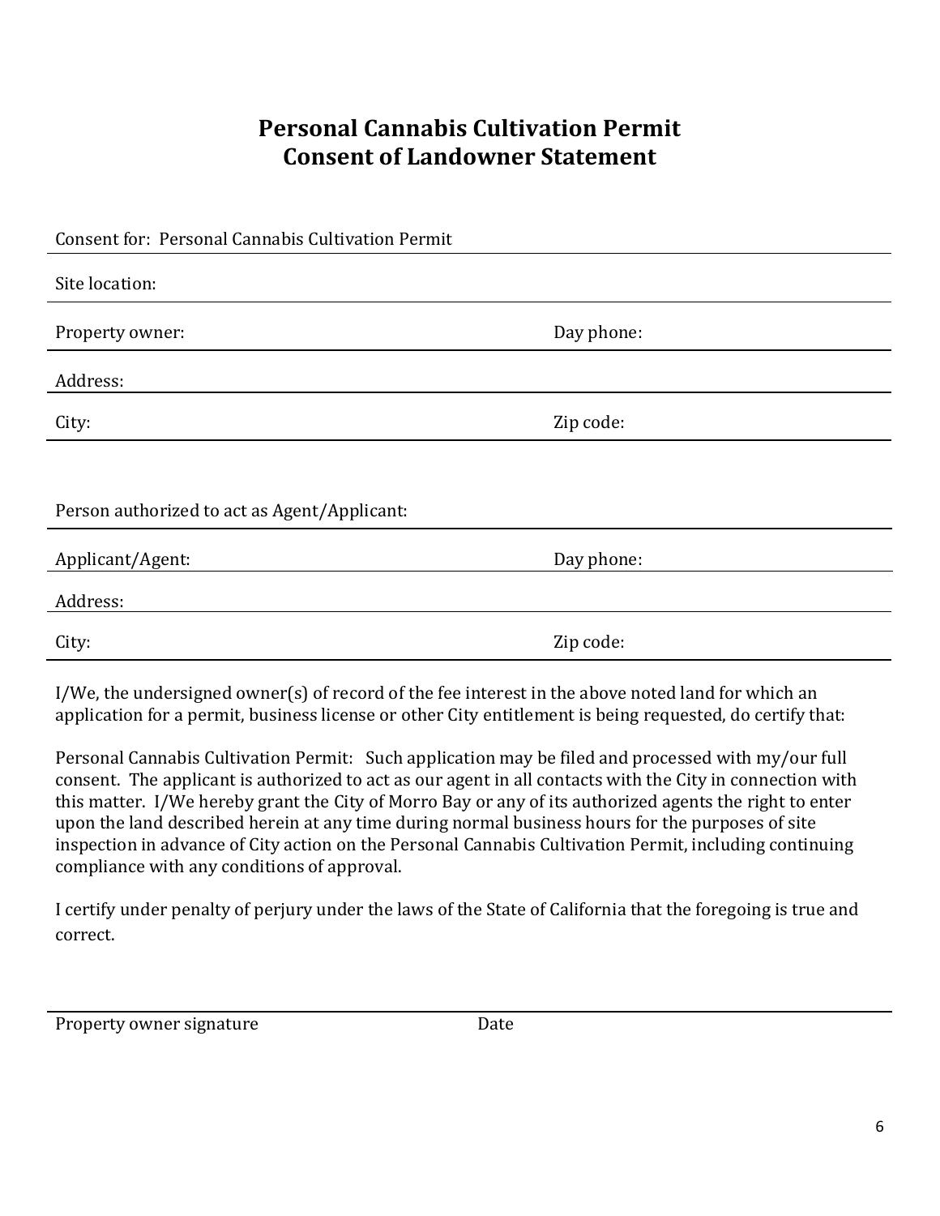# Personal Cannabis Cultivation Permit
# Consent of Landowner Statement

Consent for: Personal Cannabis Cultivation Permit

Site location:

| | |
|---|---|
| Property owner: | Day phone: |
| Address: | |
| City: | Zip code: |

Person authorized to act as Agent/Applicant:

| | |
|---|---|
| Applicant/Agent: | Day phone: |
| Address: | |
| City: | Zip code: |

I/We, the undersigned owner(s) of record of the fee interest in the above noted land for which an application for a permit, business license or other City entitlement is being requested, do certify that:

Personal Cannabis Cultivation Permit: Such application may be filed and processed with my/our full consent. The applicant is authorized to act as our agent in all contacts with the City in connection with this matter. I/We hereby grant the City of Morro Bay or any of its authorized agents the right to enter upon the land described herein at any time during normal business hours for the purposes of site inspection in advance of City action on the Personal Cannabis Cultivation Permit, including continuing compliance with any conditions of approval.

I certify under penalty of perjury under the laws of the State of California that the foregoing is true and correct.

Property owner signature Date